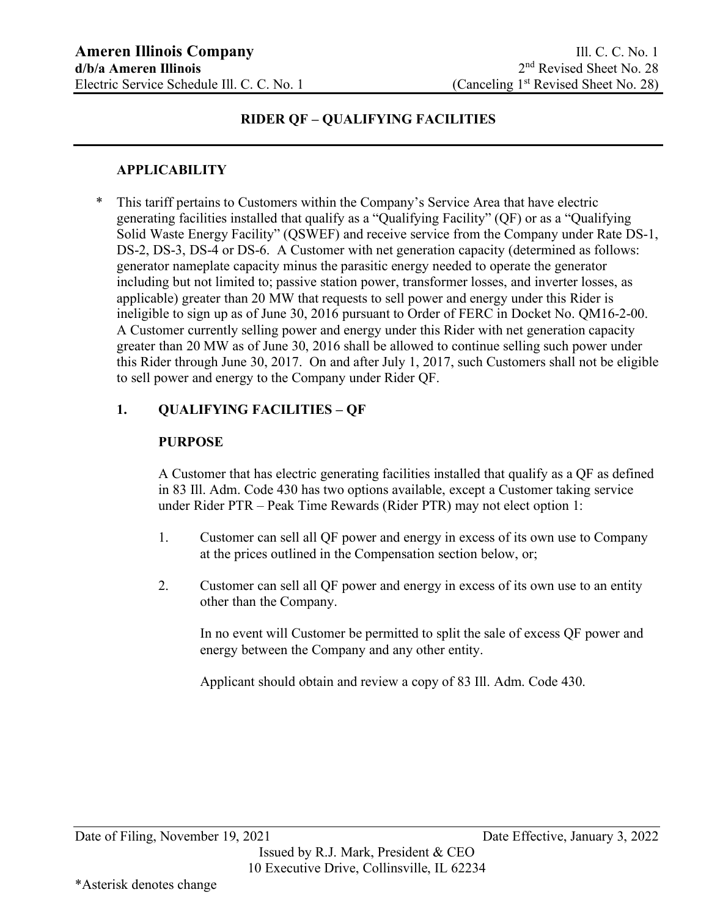# RIDER QF – QUALIFYING FACILITIES

## APPLICABILITY

\* This tariff pertains to Customers within the Company's Service Area that have electric generating facilities installed that qualify as a "Qualifying Facility" (QF) or as a "Qualifying Solid Waste Energy Facility" (QSWEF) and receive service from the Company under Rate DS-1, DS-2, DS-3, DS-4 or DS-6. A Customer with net generation capacity (determined as follows: generator nameplate capacity minus the parasitic energy needed to operate the generator including but not limited to; passive station power, transformer losses, and inverter losses, as applicable) greater than 20 MW that requests to sell power and energy under this Rider is ineligible to sign up as of June 30, 2016 pursuant to Order of FERC in Docket No. QM16-2-00. A Customer currently selling power and energy under this Rider with net generation capacity greater than 20 MW as of June 30, 2016 shall be allowed to continue selling such power under this Rider through June 30, 2017. On and after July 1, 2017, such Customers shall not be eligible to sell power and energy to the Company under Rider QF.

## 1. QUALIFYING FACILITIES – QF

### PURPOSE

A Customer that has electric generating facilities installed that qualify as a QF as defined in 83 Ill. Adm. Code 430 has two options available, except a Customer taking service under Rider PTR – Peak Time Rewards (Rider PTR) may not elect option 1:

1. Customer can sell all QF power and energy in excess of its own use to Company at the prices outlined in the Compensation section below, or;

2. Customer can sell all QF power and energy in excess of its own use to an entity other than the Company.

   In no event will Customer be permitted to split the sale of excess QF power and energy between the Company and any other entity.

   Applicant should obtain and review a copy of 83 Ill. Adm. Code 430.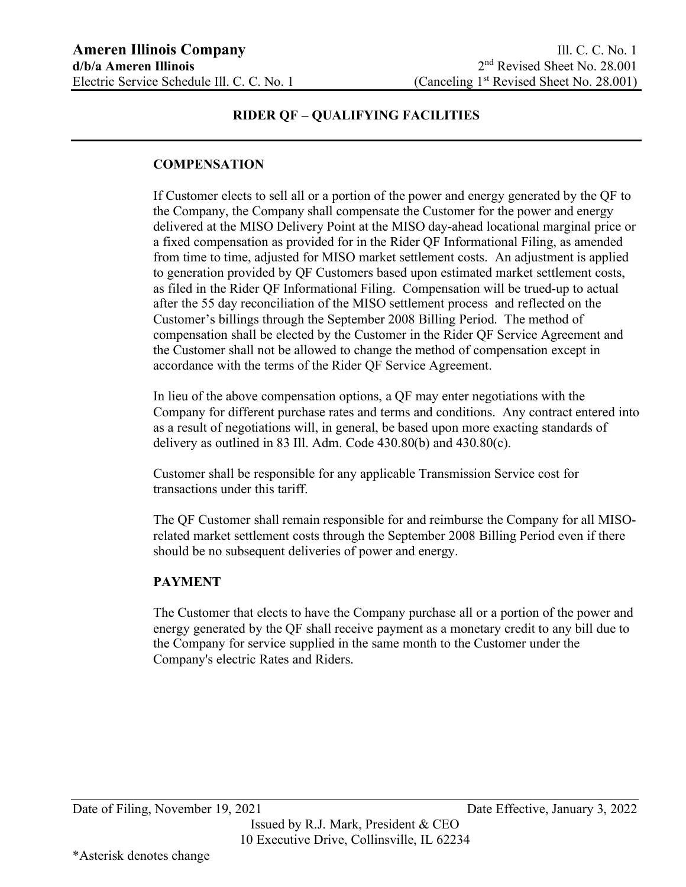## RIDER QF – QUALIFYING FACILITIES

### COMPENSATION

If Customer elects to sell all or a portion of the power and energy generated by the QF to the Company, the Company shall compensate the Customer for the power and energy delivered at the MISO Delivery Point at the MISO day-ahead locational marginal price or a fixed compensation as provided for in the Rider QF Informational Filing, as amended from time to time, adjusted for MISO market settlement costs. An adjustment is applied to generation provided by QF Customers based upon estimated market settlement costs, as filed in the Rider QF Informational Filing. Compensation will be trued-up to actual after the 55 day reconciliation of the MISO settlement process and reflected on the Customer's billings through the September 2008 Billing Period. The method of compensation shall be elected by the Customer in the Rider QF Service Agreement and the Customer shall not be allowed to change the method of compensation except in accordance with the terms of the Rider QF Service Agreement.

In lieu of the above compensation options, a QF may enter negotiations with the Company for different purchase rates and terms and conditions. Any contract entered into as a result of negotiations will, in general, be based upon more exacting standards of delivery as outlined in 83 Ill. Adm. Code 430.80(b) and 430.80(c).

Customer shall be responsible for any applicable Transmission Service cost for transactions under this tariff.

The QF Customer shall remain responsible for and reimburse the Company for all MISO-related market settlement costs through the September 2008 Billing Period even if there should be no subsequent deliveries of power and energy.

### PAYMENT

The Customer that elects to have the Company purchase all or a portion of the power and energy generated by the QF shall receive payment as a monetary credit to any bill due to the Company for service supplied in the same month to the Customer under the Company's electric Rates and Riders.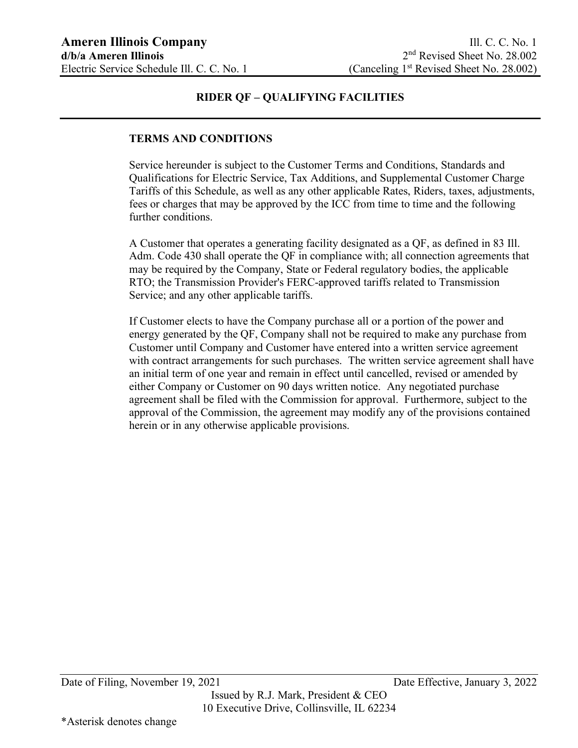## RIDER QF – QUALIFYING FACILITIES

### TERMS AND CONDITIONS

Service hereunder is subject to the Customer Terms and Conditions, Standards and Qualifications for Electric Service, Tax Additions, and Supplemental Customer Charge Tariffs of this Schedule, as well as any other applicable Rates, Riders, taxes, adjustments, fees or charges that may be approved by the ICC from time to time and the following further conditions.

A Customer that operates a generating facility designated as a QF, as defined in 83 Ill. Adm. Code 430 shall operate the QF in compliance with; all connection agreements that may be required by the Company, State or Federal regulatory bodies, the applicable RTO; the Transmission Provider's FERC-approved tariffs related to Transmission Service; and any other applicable tariffs.

If Customer elects to have the Company purchase all or a portion of the power and energy generated by the QF, Company shall not be required to make any purchase from Customer until Company and Customer have entered into a written service agreement with contract arrangements for such purchases. The written service agreement shall have an initial term of one year and remain in effect until cancelled, revised or amended by either Company or Customer on 90 days written notice. Any negotiated purchase agreement shall be filed with the Commission for approval. Furthermore, subject to the approval of the Commission, the agreement may modify any of the provisions contained herein or in any otherwise applicable provisions.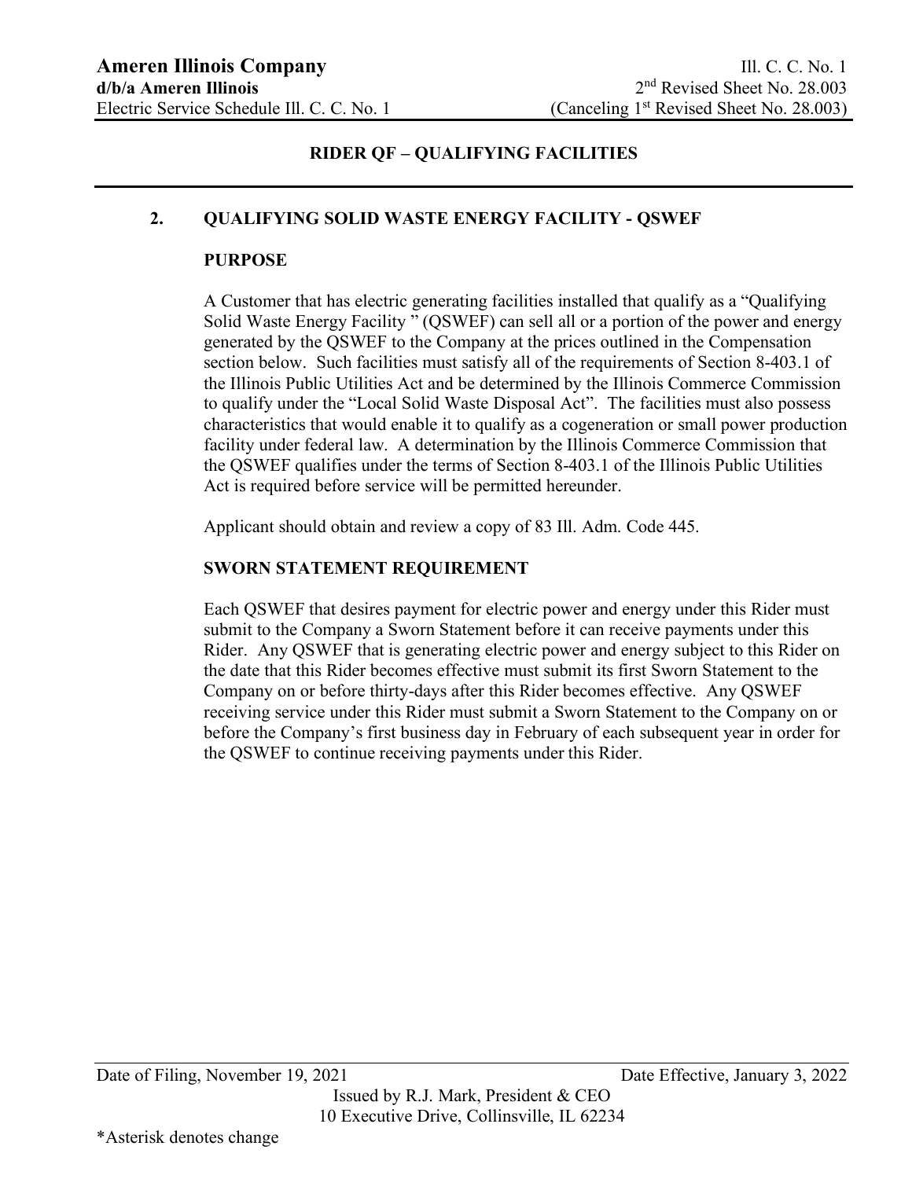## RIDER QF – QUALIFYING FACILITIES

### 2. QUALIFYING SOLID WASTE ENERGY FACILITY - QSWEF

**PURPOSE**

A Customer that has electric generating facilities installed that qualify as a "Qualifying Solid Waste Energy Facility " (QSWEF) can sell all or a portion of the power and energy generated by the QSWEF to the Company at the prices outlined in the Compensation section below. Such facilities must satisfy all of the requirements of Section 8-403.1 of the Illinois Public Utilities Act and be determined by the Illinois Commerce Commission to qualify under the "Local Solid Waste Disposal Act". The facilities must also possess characteristics that would enable it to qualify as a cogeneration or small power production facility under federal law. A determination by the Illinois Commerce Commission that the QSWEF qualifies under the terms of Section 8-403.1 of the Illinois Public Utilities Act is required before service will be permitted hereunder.

Applicant should obtain and review a copy of 83 Ill. Adm. Code 445.

**SWORN STATEMENT REQUIREMENT**

Each QSWEF that desires payment for electric power and energy under this Rider must submit to the Company a Sworn Statement before it can receive payments under this Rider. Any QSWEF that is generating electric power and energy subject to this Rider on the date that this Rider becomes effective must submit its first Sworn Statement to the Company on or before thirty-days after this Rider becomes effective. Any QSWEF receiving service under this Rider must submit a Sworn Statement to the Company on or before the Company's first business day in February of each subsequent year in order for the QSWEF to continue receiving payments under this Rider.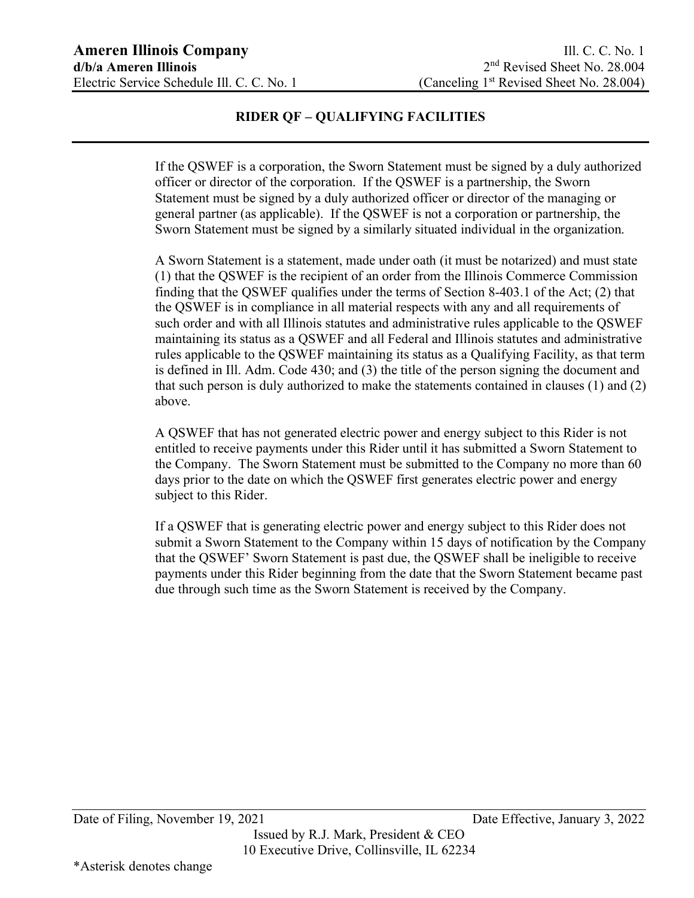## RIDER QF – QUALIFYING FACILITIES

If the QSWEF is a corporation, the Sworn Statement must be signed by a duly authorized officer or director of the corporation. If the QSWEF is a partnership, the Sworn Statement must be signed by a duly authorized officer or director of the managing or general partner (as applicable). If the QSWEF is not a corporation or partnership, the Sworn Statement must be signed by a similarly situated individual in the organization.

A Sworn Statement is a statement, made under oath (it must be notarized) and must state (1) that the QSWEF is the recipient of an order from the Illinois Commerce Commission finding that the QSWEF qualifies under the terms of Section 8-403.1 of the Act; (2) that the QSWEF is in compliance in all material respects with any and all requirements of such order and with all Illinois statutes and administrative rules applicable to the QSWEF maintaining its status as a QSWEF and all Federal and Illinois statutes and administrative rules applicable to the QSWEF maintaining its status as a Qualifying Facility, as that term is defined in Ill. Adm. Code 430; and (3) the title of the person signing the document and that such person is duly authorized to make the statements contained in clauses (1) and (2) above.

A QSWEF that has not generated electric power and energy subject to this Rider is not entitled to receive payments under this Rider until it has submitted a Sworn Statement to the Company. The Sworn Statement must be submitted to the Company no more than 60 days prior to the date on which the QSWEF first generates electric power and energy subject to this Rider.

If a QSWEF that is generating electric power and energy subject to this Rider does not submit a Sworn Statement to the Company within 15 days of notification by the Company that the QSWEF' Sworn Statement is past due, the QSWEF shall be ineligible to receive payments under this Rider beginning from the date that the Sworn Statement became past due through such time as the Sworn Statement is received by the Company.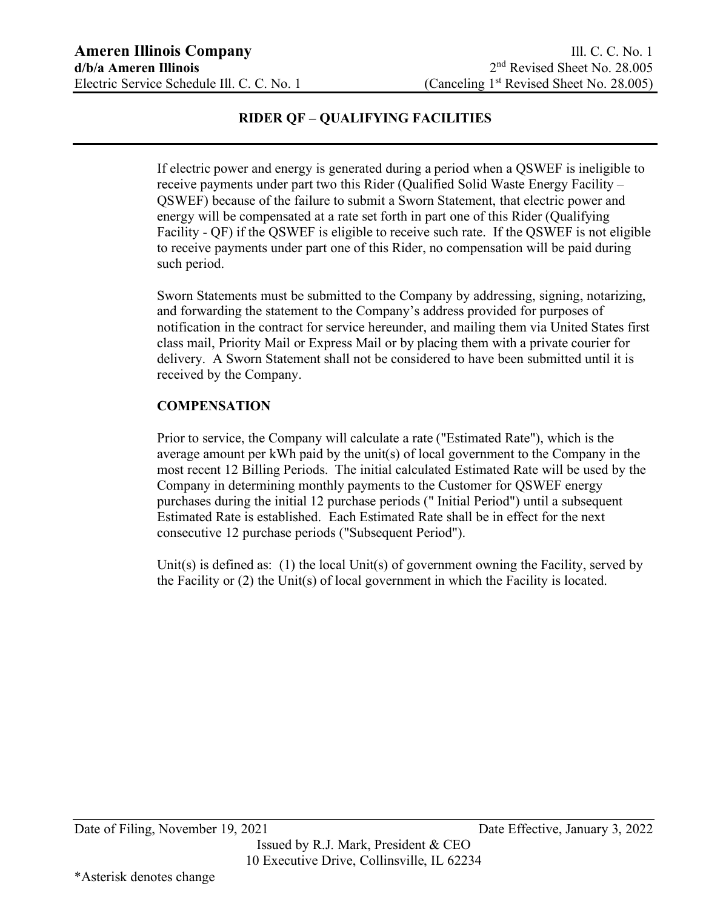## RIDER QF – QUALIFYING FACILITIES

If electric power and energy is generated during a period when a QSWEF is ineligible to receive payments under part two this Rider (Qualified Solid Waste Energy Facility – QSWEF) because of the failure to submit a Sworn Statement, that electric power and energy will be compensated at a rate set forth in part one of this Rider (Qualifying Facility - QF) if the QSWEF is eligible to receive such rate. If the QSWEF is not eligible to receive payments under part one of this Rider, no compensation will be paid during such period.

Sworn Statements must be submitted to the Company by addressing, signing, notarizing, and forwarding the statement to the Company's address provided for purposes of notification in the contract for service hereunder, and mailing them via United States first class mail, Priority Mail or Express Mail or by placing them with a private courier for delivery. A Sworn Statement shall not be considered to have been submitted until it is received by the Company.

**COMPENSATION**

Prior to service, the Company will calculate a rate ("Estimated Rate"), which is the average amount per kWh paid by the unit(s) of local government to the Company in the most recent 12 Billing Periods. The initial calculated Estimated Rate will be used by the Company in determining monthly payments to the Customer for QSWEF energy purchases during the initial 12 purchase periods (" Initial Period") until a subsequent Estimated Rate is established. Each Estimated Rate shall be in effect for the next consecutive 12 purchase periods ("Subsequent Period").

Unit(s) is defined as: (1) the local Unit(s) of government owning the Facility, served by the Facility or (2) the Unit(s) of local government in which the Facility is located.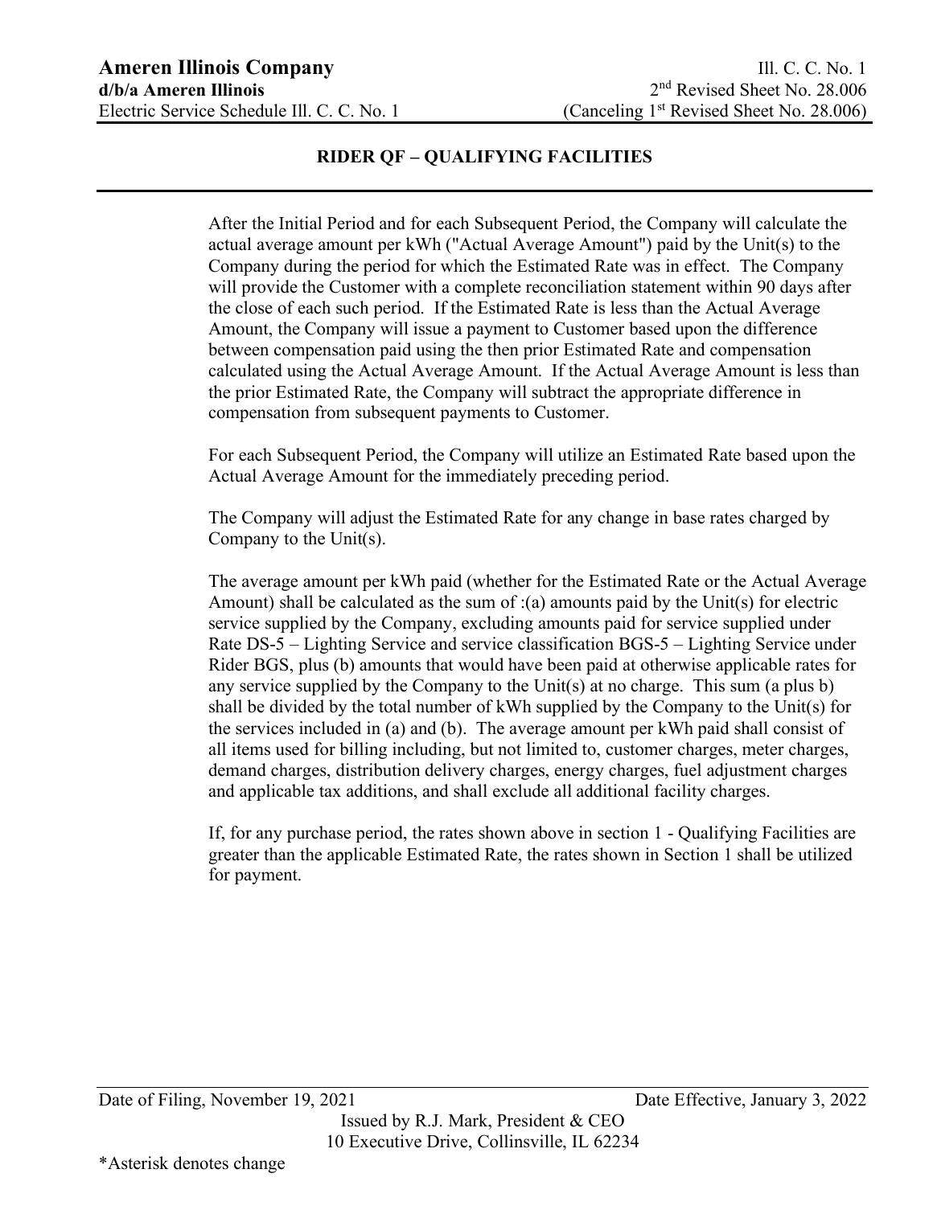## RIDER QF – QUALIFYING FACILITIES

After the Initial Period and for each Subsequent Period, the Company will calculate the actual average amount per kWh ("Actual Average Amount") paid by the Unit(s) to the Company during the period for which the Estimated Rate was in effect. The Company will provide the Customer with a complete reconciliation statement within 90 days after the close of each such period. If the Estimated Rate is less than the Actual Average Amount, the Company will issue a payment to Customer based upon the difference between compensation paid using the then prior Estimated Rate and compensation calculated using the Actual Average Amount. If the Actual Average Amount is less than the prior Estimated Rate, the Company will subtract the appropriate difference in compensation from subsequent payments to Customer.

For each Subsequent Period, the Company will utilize an Estimated Rate based upon the Actual Average Amount for the immediately preceding period.

The Company will adjust the Estimated Rate for any change in base rates charged by Company to the Unit(s).

The average amount per kWh paid (whether for the Estimated Rate or the Actual Average Amount) shall be calculated as the sum of :(a) amounts paid by the Unit(s) for electric service supplied by the Company, excluding amounts paid for service supplied under Rate DS-5 – Lighting Service and service classification BGS-5 – Lighting Service under Rider BGS, plus (b) amounts that would have been paid at otherwise applicable rates for any service supplied by the Company to the Unit(s) at no charge. This sum (a plus b) shall be divided by the total number of kWh supplied by the Company to the Unit(s) for the services included in (a) and (b). The average amount per kWh paid shall consist of all items used for billing including, but not limited to, customer charges, meter charges, demand charges, distribution delivery charges, energy charges, fuel adjustment charges and applicable tax additions, and shall exclude all additional facility charges.

If, for any purchase period, the rates shown above in section 1 - Qualifying Facilities are greater than the applicable Estimated Rate, the rates shown in Section 1 shall be utilized for payment.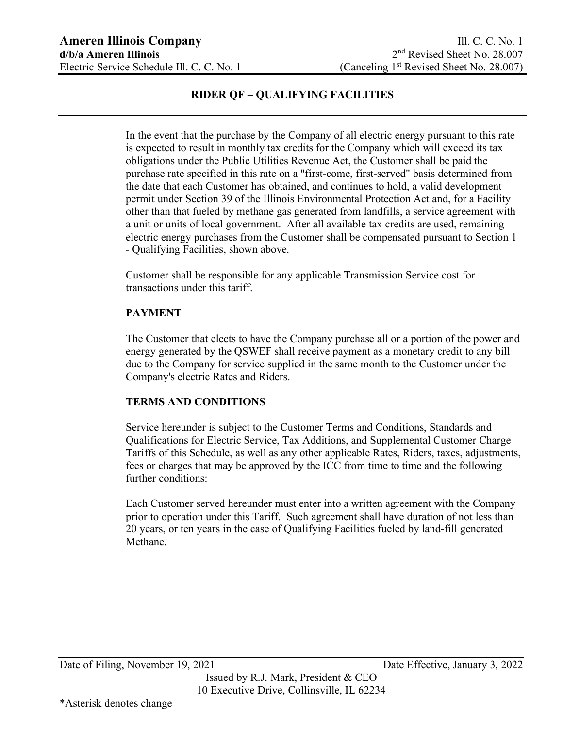## RIDER QF – QUALIFYING FACILITIES

In the event that the purchase by the Company of all electric energy pursuant to this rate is expected to result in monthly tax credits for the Company which will exceed its tax obligations under the Public Utilities Revenue Act, the Customer shall be paid the purchase rate specified in this rate on a "first-come, first-served" basis determined from the date that each Customer has obtained, and continues to hold, a valid development permit under Section 39 of the Illinois Environmental Protection Act and, for a Facility other than that fueled by methane gas generated from landfills, a service agreement with a unit or units of local government. After all available tax credits are used, remaining electric energy purchases from the Customer shall be compensated pursuant to Section 1 - Qualifying Facilities, shown above.

Customer shall be responsible for any applicable Transmission Service cost for transactions under this tariff.

### PAYMENT

The Customer that elects to have the Company purchase all or a portion of the power and energy generated by the QSWEF shall receive payment as a monetary credit to any bill due to the Company for service supplied in the same month to the Customer under the Company's electric Rates and Riders.

### TERMS AND CONDITIONS

Service hereunder is subject to the Customer Terms and Conditions, Standards and Qualifications for Electric Service, Tax Additions, and Supplemental Customer Charge Tariffs of this Schedule, as well as any other applicable Rates, Riders, taxes, adjustments, fees or charges that may be approved by the ICC from time to time and the following further conditions:

Each Customer served hereunder must enter into a written agreement with the Company prior to operation under this Tariff. Such agreement shall have duration of not less than 20 years, or ten years in the case of Qualifying Facilities fueled by land-fill generated Methane.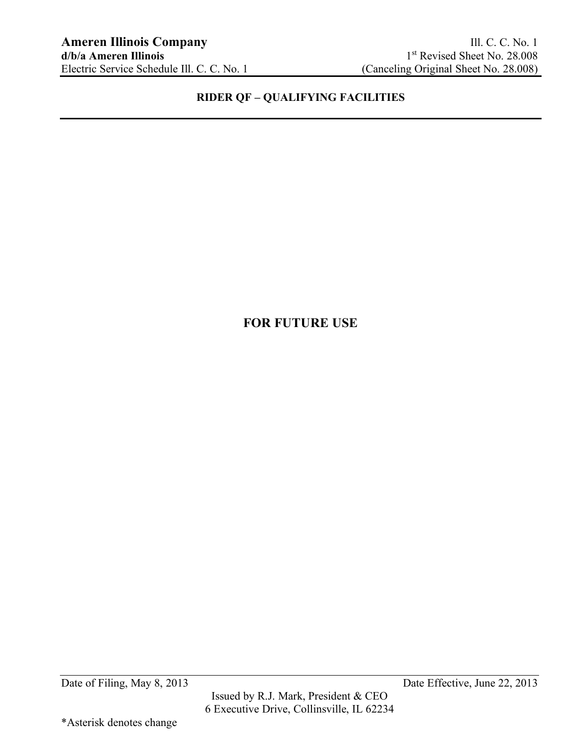**Ameren Illinois Company** Ill. C. C. No. 1
**d/b/a Ameren Illinois** 1st Revised Sheet No. 28.008
Electric Service Schedule Ill. C. C. No. 1 (Canceling Original Sheet No. 28.008)

**RIDER QF – QUALIFYING FACILITIES**

## FOR FUTURE USE

Date of Filing, May 8, 2013 Date Effective, June 22, 2013

Issued by R.J. Mark, President & CEO
6 Executive Drive, Collinsville, IL 62234

*Asterisk denotes change